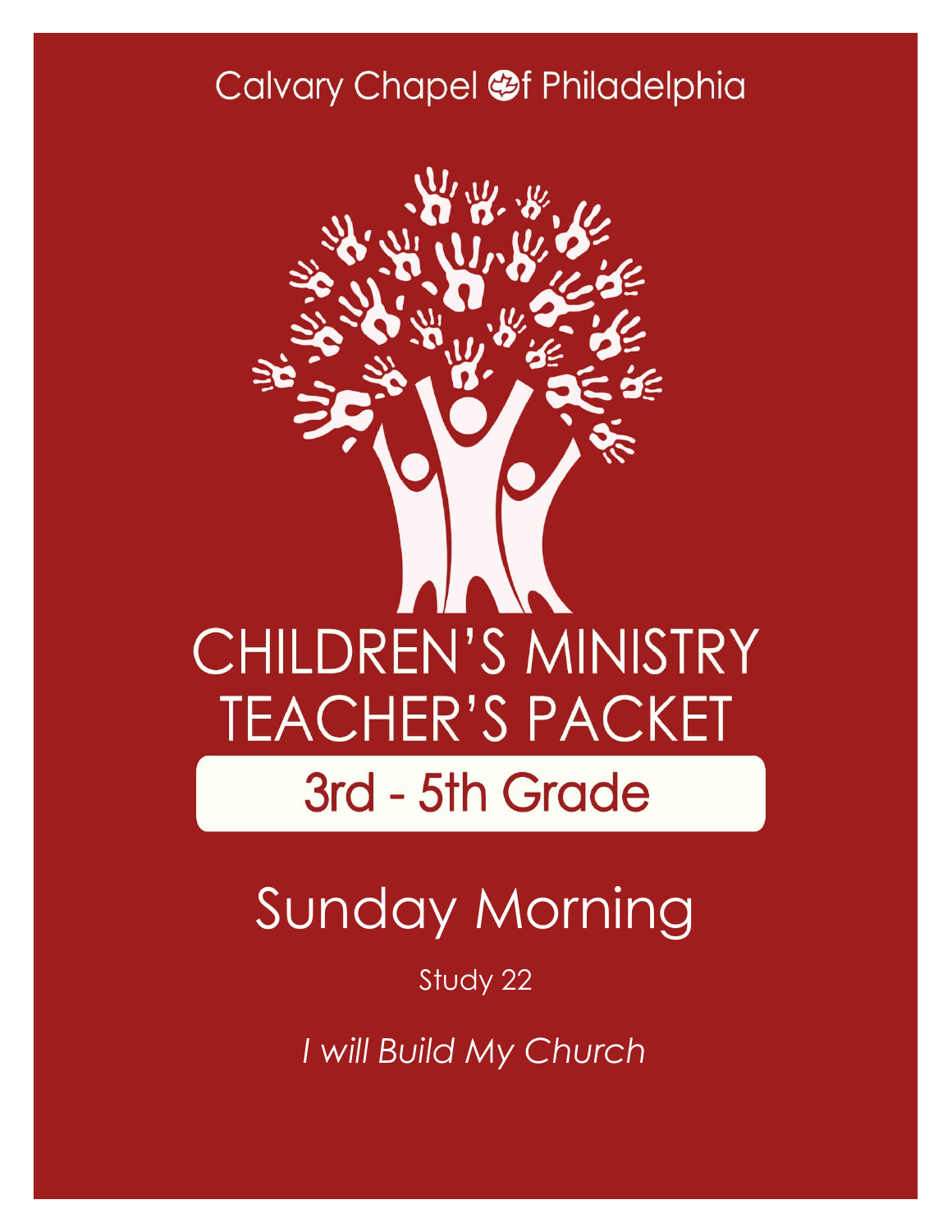Calvary Chapel of Philadelphia

# CHILDREN'S MINISTRY TEACHER'S PACKET

## 3rd - 5th Grade

# Sunday Morning

Study 22

*I will Build My Church*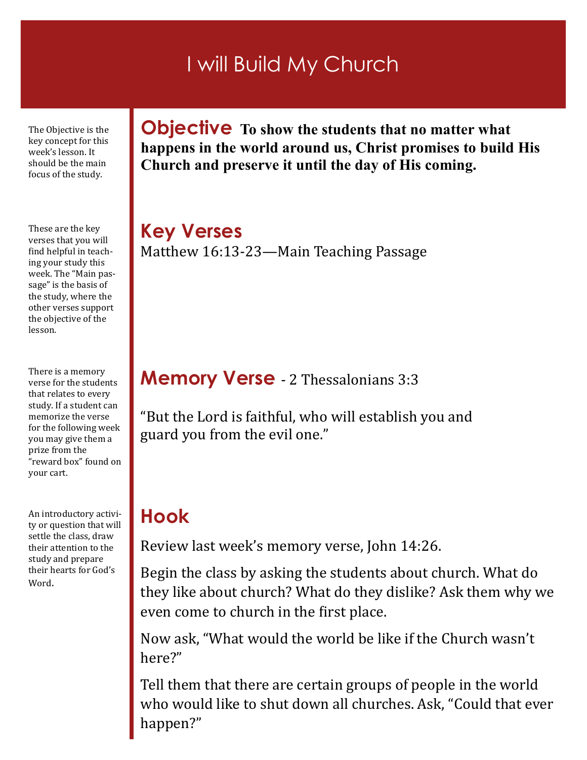# I will Build My Church

The Objective is the key concept for this week's lesson. It should be the main focus of the study.

## Objective

**To show the students that no matter what happens in the world around us, Christ promises to build His Church and preserve it until the day of His coming.**

These are the key verses that you will find helpful in teaching your study this week. The "Main passage" is the basis of the study, where the other verses support the objective of the lesson.

## Key Verses

Matthew 16:13-23—Main Teaching Passage

There is a memory verse for the students that relates to every study. If a student can memorize the verse for the following week you may give them a prize from the "reward box" found on your cart.

## Memory Verse - 2 Thessalonians 3:3

"But the Lord is faithful, who will establish you and guard you from the evil one."

An introductory activity or question that will settle the class, draw their attention to the study and prepare their hearts for God's Word.

## Hook

Review last week's memory verse, John 14:26.

Begin the class by asking the students about church. What do they like about church? What do they dislike? Ask them why we even come to church in the first place.

Now ask, "What would the world be like if the Church wasn't here?"

Tell them that there are certain groups of people in the world who would like to shut down all churches. Ask, "Could that ever happen?"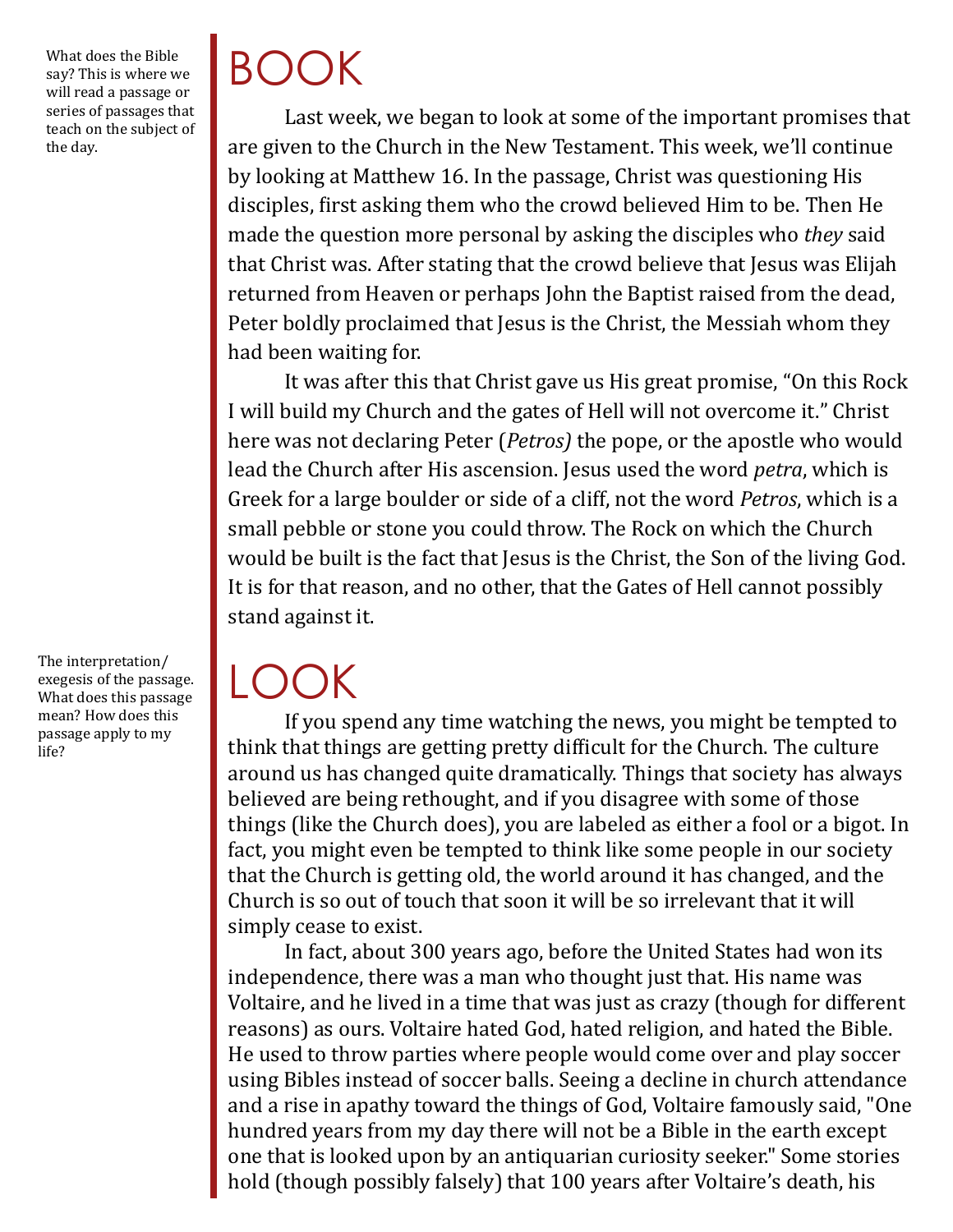What does the Bible say? This is where we will read a passage or series of passages that teach on the subject of the day.

# BOOK

Last week, we began to look at some of the important promises that are given to the Church in the New Testament. This week, we'll continue by looking at Matthew 16. In the passage, Christ was questioning His disciples, first asking them who the crowd believed Him to be. Then He made the question more personal by asking the disciples who *they* said that Christ was. After stating that the crowd believe that Jesus was Elijah returned from Heaven or perhaps John the Baptist raised from the dead, Peter boldly proclaimed that Jesus is the Christ, the Messiah whom they had been waiting for.

It was after this that Christ gave us His great promise, "On this Rock I will build my Church and the gates of Hell will not overcome it." Christ here was not declaring Peter (*Petros)* the pope, or the apostle who would lead the Church after His ascension. Jesus used the word *petra*, which is Greek for a large boulder or side of a cliff, not the word *Petros*, which is a small pebble or stone you could throw. The Rock on which the Church would be built is the fact that Jesus is the Christ, the Son of the living God. It is for that reason, and no other, that the Gates of Hell cannot possibly stand against it.

The interpretation/exegesis of the passage. What does this passage mean? How does this passage apply to my life?

# LOOK

If you spend any time watching the news, you might be tempted to think that things are getting pretty difficult for the Church. The culture around us has changed quite dramatically. Things that society has always believed are being rethought, and if you disagree with some of those things (like the Church does), you are labeled as either a fool or a bigot. In fact, you might even be tempted to think like some people in our society that the Church is getting old, the world around it has changed, and the Church is so out of touch that soon it will be so irrelevant that it will simply cease to exist.

In fact, about 300 years ago, before the United States had won its independence, there was a man who thought just that. His name was Voltaire, and he lived in a time that was just as crazy (though for different reasons) as ours. Voltaire hated God, hated religion, and hated the Bible. He used to throw parties where people would come over and play soccer using Bibles instead of soccer balls. Seeing a decline in church attendance and a rise in apathy toward the things of God, Voltaire famously said, "One hundred years from my day there will not be a Bible in the earth except one that is looked upon by an antiquarian curiosity seeker." Some stories hold (though possibly falsely) that 100 years after Voltaire's death, his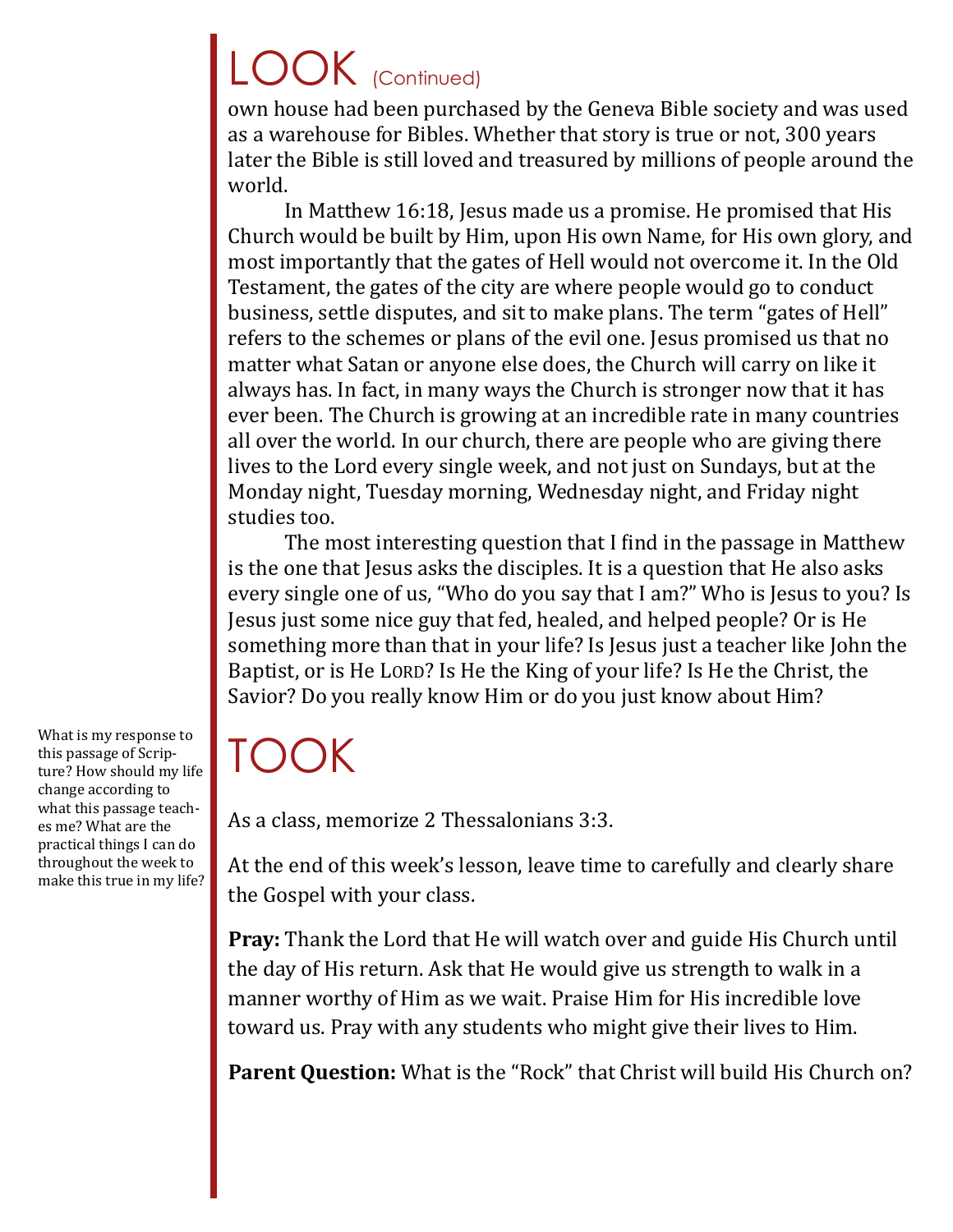# LOOK (Continued)

own house had been purchased by the Geneva Bible society and was used as a warehouse for Bibles. Whether that story is true or not, 300 years later the Bible is still loved and treasured by millions of people around the world.

In Matthew 16:18, Jesus made us a promise. He promised that His Church would be built by Him, upon His own Name, for His own glory, and most importantly that the gates of Hell would not overcome it. In the Old Testament, the gates of the city are where people would go to conduct business, settle disputes, and sit to make plans. The term "gates of Hell" refers to the schemes or plans of the evil one. Jesus promised us that no matter what Satan or anyone else does, the Church will carry on like it always has. In fact, in many ways the Church is stronger now that it has ever been. The Church is growing at an incredible rate in many countries all over the world. In our church, there are people who are giving there lives to the Lord every single week, and not just on Sundays, but at the Monday night, Tuesday morning, Wednesday night, and Friday night studies too.

The most interesting question that I find in the passage in Matthew is the one that Jesus asks the disciples. It is a question that He also asks every single one of us, "Who do you say that I am?" Who is Jesus to you? Is Jesus just some nice guy that fed, healed, and helped people? Or is He something more than that in your life? Is Jesus just a teacher like John the Baptist, or is He LORD? Is He the King of your life? Is He the Christ, the Savior? Do you really know Him or do you just know about Him?

# TOOK

What is my response to this passage of Scripture? How should my life change according to what this passage teaches me? What are the practical things I can do throughout the week to make this true in my life?

As a class, memorize 2 Thessalonians 3:3.

At the end of this week's lesson, leave time to carefully and clearly share the Gospel with your class.

**Pray:** Thank the Lord that He will watch over and guide His Church until the day of His return. Ask that He would give us strength to walk in a manner worthy of Him as we wait. Praise Him for His incredible love toward us. Pray with any students who might give their lives to Him.

**Parent Question:** What is the "Rock" that Christ will build His Church on?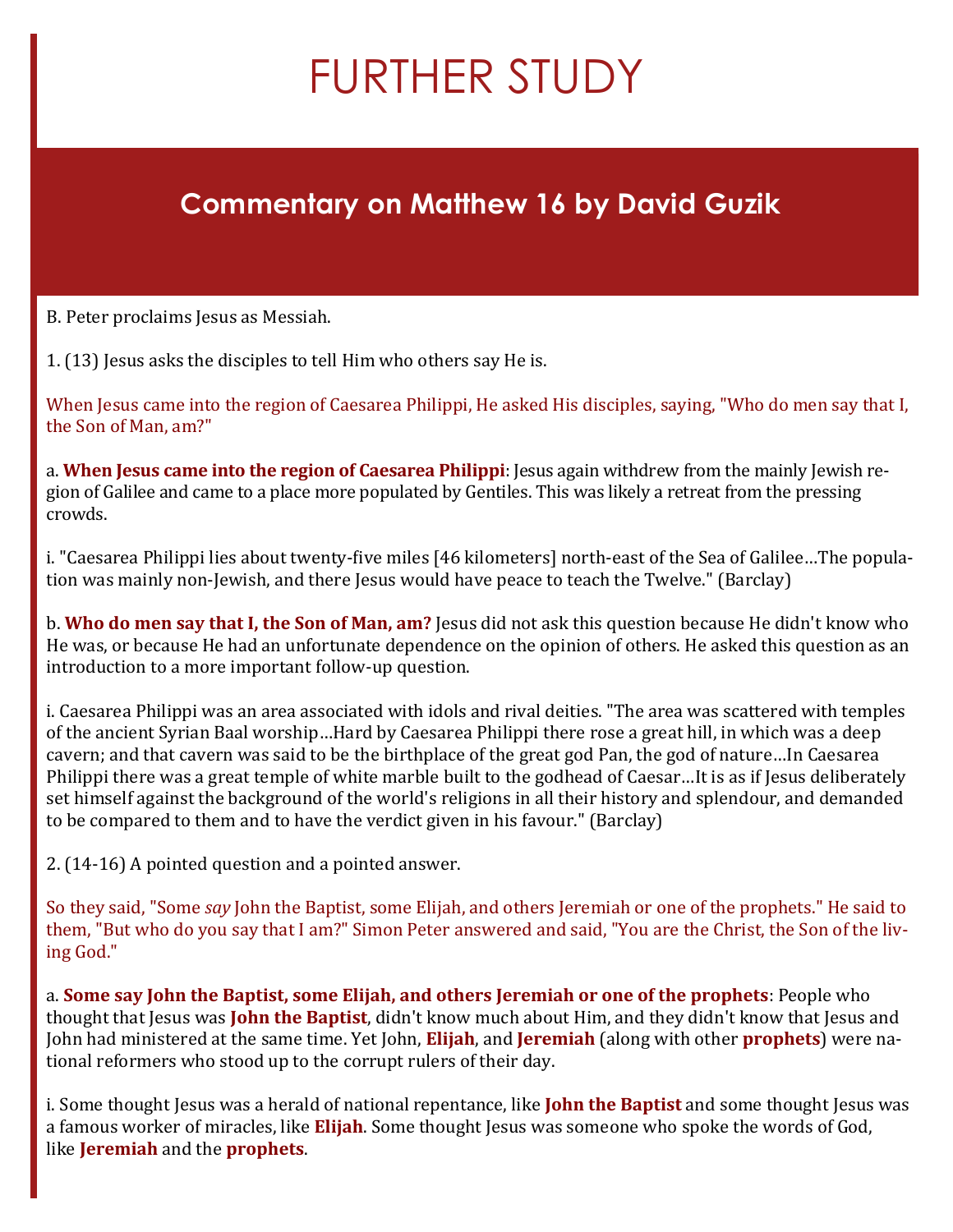# FURTHER STUDY

## Commentary on Matthew 16 by David Guzik

B. Peter proclaims Jesus as Messiah.

1. (13) Jesus asks the disciples to tell Him who others say He is.

When Jesus came into the region of Caesarea Philippi, He asked His disciples, saying, "Who do men say that I, the Son of Man, am?"

a. **When Jesus came into the region of Caesarea Philippi**: Jesus again withdrew from the mainly Jewish region of Galilee and came to a place more populated by Gentiles. This was likely a retreat from the pressing crowds.

i. "Caesarea Philippi lies about twenty-five miles [46 kilometers] north-east of the Sea of Galilee…The population was mainly non-Jewish, and there Jesus would have peace to teach the Twelve." (Barclay)

b. **Who do men say that I, the Son of Man, am?** Jesus did not ask this question because He didn't know who He was, or because He had an unfortunate dependence on the opinion of others. He asked this question as an introduction to a more important follow-up question.

i. Caesarea Philippi was an area associated with idols and rival deities. "The area was scattered with temples of the ancient Syrian Baal worship…Hard by Caesarea Philippi there rose a great hill, in which was a deep cavern; and that cavern was said to be the birthplace of the great god Pan, the god of nature…In Caesarea Philippi there was a great temple of white marble built to the godhead of Caesar…It is as if Jesus deliberately set himself against the background of the world's religions in all their history and splendour, and demanded to be compared to them and to have the verdict given in his favour." (Barclay)

2. (14-16) A pointed question and a pointed answer.

So they said, "Some *say* John the Baptist, some Elijah, and others Jeremiah or one of the prophets." He said to them, "But who do you say that I am?" Simon Peter answered and said, "You are the Christ, the Son of the living God."

a. **Some say John the Baptist, some Elijah, and others Jeremiah or one of the prophets**: People who thought that Jesus was **John the Baptist**, didn't know much about Him, and they didn't know that Jesus and John had ministered at the same time. Yet John, **Elijah**, and **Jeremiah** (along with other **prophets**) were national reformers who stood up to the corrupt rulers of their day.

i. Some thought Jesus was a herald of national repentance, like **John the Baptist** and some thought Jesus was a famous worker of miracles, like **Elijah**. Some thought Jesus was someone who spoke the words of God, like **Jeremiah** and the **prophets**.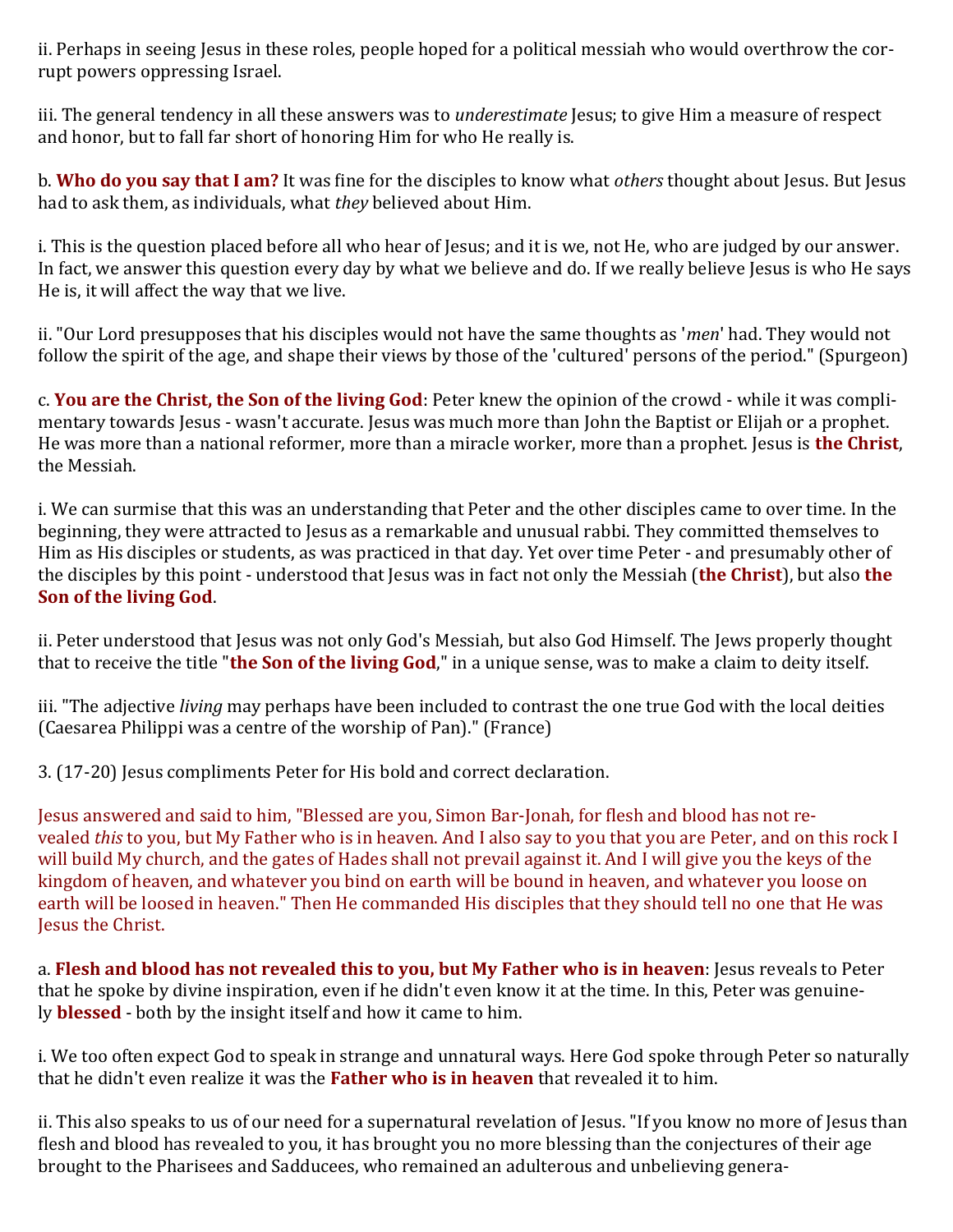ii. Perhaps in seeing Jesus in these roles, people hoped for a political messiah who would overthrow the corrupt powers oppressing Israel.

iii. The general tendency in all these answers was to *underestimate* Jesus; to give Him a measure of respect and honor, but to fall far short of honoring Him for who He really is.

b. **Who do you say that I am?** It was fine for the disciples to know what *others* thought about Jesus. But Jesus had to ask them, as individuals, what *they* believed about Him.

i. This is the question placed before all who hear of Jesus; and it is we, not He, who are judged by our answer. In fact, we answer this question every day by what we believe and do. If we really believe Jesus is who He says He is, it will affect the way that we live.

ii. "Our Lord presupposes that his disciples would not have the same thoughts as '*men*' had. They would not follow the spirit of the age, and shape their views by those of the 'cultured' persons of the period." (Spurgeon)

c. **You are the Christ, the Son of the living God**: Peter knew the opinion of the crowd - while it was complimentary towards Jesus - wasn't accurate. Jesus was much more than John the Baptist or Elijah or a prophet. He was more than a national reformer, more than a miracle worker, more than a prophet. Jesus is **the Christ**, the Messiah.

i. We can surmise that this was an understanding that Peter and the other disciples came to over time. In the beginning, they were attracted to Jesus as a remarkable and unusual rabbi. They committed themselves to Him as His disciples or students, as was practiced in that day. Yet over time Peter - and presumably other of the disciples by this point - understood that Jesus was in fact not only the Messiah (**the Christ**), but also **the Son of the living God**.

ii. Peter understood that Jesus was not only God's Messiah, but also God Himself. The Jews properly thought that to receive the title "**the Son of the living God**," in a unique sense, was to make a claim to deity itself.

iii. "The adjective *living* may perhaps have been included to contrast the one true God with the local deities (Caesarea Philippi was a centre of the worship of Pan)." (France)

3. (17-20) Jesus compliments Peter for His bold and correct declaration.

Jesus answered and said to him, "Blessed are you, Simon Bar-Jonah, for flesh and blood has not revealed *this* to you, but My Father who is in heaven. And I also say to you that you are Peter, and on this rock I will build My church, and the gates of Hades shall not prevail against it. And I will give you the keys of the kingdom of heaven, and whatever you bind on earth will be bound in heaven, and whatever you loose on earth will be loosed in heaven." Then He commanded His disciples that they should tell no one that He was Jesus the Christ.

a. **Flesh and blood has not revealed this to you, but My Father who is in heaven**: Jesus reveals to Peter that he spoke by divine inspiration, even if he didn't even know it at the time. In this, Peter was genuinely **blessed** - both by the insight itself and how it came to him.

i. We too often expect God to speak in strange and unnatural ways. Here God spoke through Peter so naturally that he didn't even realize it was the **Father who is in heaven** that revealed it to him.

ii. This also speaks to us of our need for a supernatural revelation of Jesus. "If you know no more of Jesus than flesh and blood has revealed to you, it has brought you no more blessing than the conjectures of their age brought to the Pharisees and Sadducees, who remained an adulterous and unbelieving genera-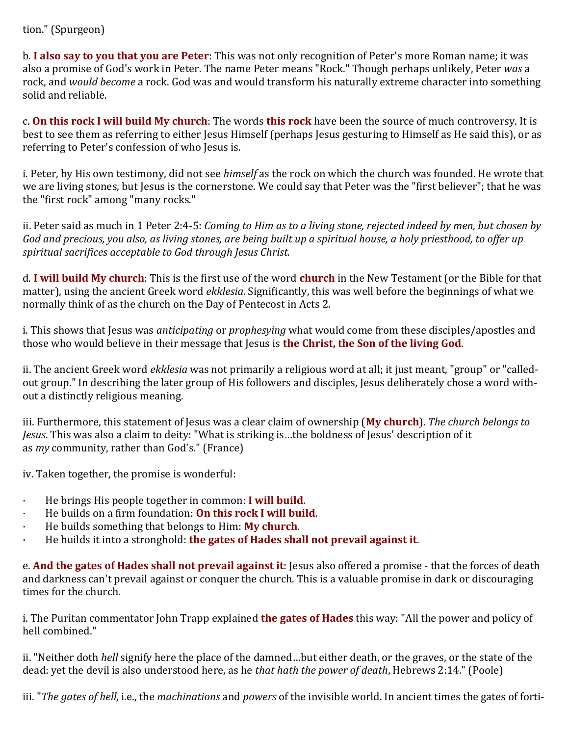tion." (Spurgeon)

b. **I also say to you that you are Peter**: This was not only recognition of Peter's more Roman name; it was also a promise of God's work in Peter. The name Peter means "Rock." Though perhaps unlikely, Peter *was* a rock, and *would become* a rock. God was and would transform his naturally extreme character into something solid and reliable.

c. **On this rock I will build My church**: The words **this rock** have been the source of much controversy. It is best to see them as referring to either Jesus Himself (perhaps Jesus gesturing to Himself as He said this), or as referring to Peter's confession of who Jesus is.

i. Peter, by His own testimony, did not see *himself* as the rock on which the church was founded. He wrote that we are living stones, but Jesus is the cornerstone. We could say that Peter was the "first believer"; that he was the "first rock" among "many rocks."

ii. Peter said as much in 1 Peter 2:4-5: *Coming to Him as to a living stone, rejected indeed by men, but chosen by God and precious, you also, as living stones, are being built up a spiritual house, a holy priesthood, to offer up spiritual sacrifices acceptable to God through Jesus Christ.*

d. **I will build My church**: This is the first use of the word **church** in the New Testament (or the Bible for that matter), using the ancient Greek word *ekklesia*. Significantly, this was well before the beginnings of what we normally think of as the church on the Day of Pentecost in Acts 2.

i. This shows that Jesus was *anticipating* or *prophesying* what would come from these disciples/apostles and those who would believe in their message that Jesus is **the Christ, the Son of the living God**.

ii. The ancient Greek word *ekklesia* was not primarily a religious word at all; it just meant, "group" or "called-out group." In describing the later group of His followers and disciples, Jesus deliberately chose a word without a distinctly religious meaning.

iii. Furthermore, this statement of Jesus was a clear claim of ownership (**My church**). *The church belongs to Jesus*. This was also a claim to deity: "What is striking is…the boldness of Jesus' description of it as *my* community, rather than God's." (France)

iv. Taken together, the promise is wonderful:

- He brings His people together in common: **I will build**.
- He builds on a firm foundation: **On this rock I will build**.
- He builds something that belongs to Him: **My church**.
- He builds it into a stronghold: **the gates of Hades shall not prevail against it**.

e. **And the gates of Hades shall not prevail against it**: Jesus also offered a promise - that the forces of death and darkness can't prevail against or conquer the church. This is a valuable promise in dark or discouraging times for the church.

i. The Puritan commentator John Trapp explained **the gates of Hades** this way: "All the power and policy of hell combined."

ii. "Neither doth *hell* signify here the place of the damned…but either death, or the graves, or the state of the dead: yet the devil is also understood here, as he *that hath the power of death*, Hebrews 2:14." (Poole)

iii. "*The gates of hell*, i.e., the *machinations* and *powers* of the invisible world. In ancient times the gates of forti-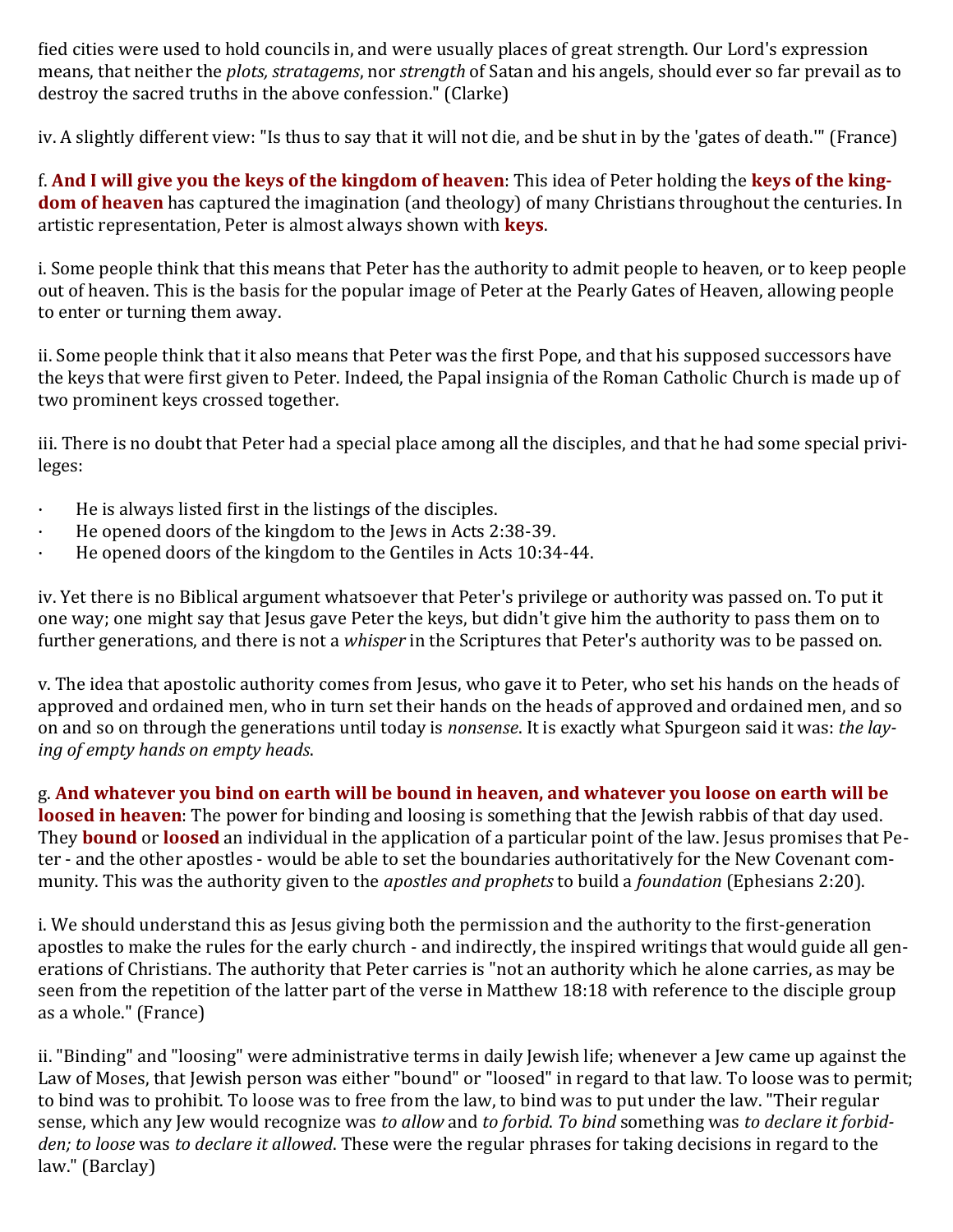fied cities were used to hold councils in, and were usually places of great strength. Our Lord's expression means, that neither the *plots, stratagems*, nor *strength* of Satan and his angels, should ever so far prevail as to destroy the sacred truths in the above confession." (Clarke)

iv. A slightly different view: "Is thus to say that it will not die, and be shut in by the 'gates of death.'" (France)

f. **And I will give you the keys of the kingdom of heaven**: This idea of Peter holding the **keys of the kingdom of heaven** has captured the imagination (and theology) of many Christians throughout the centuries. In artistic representation, Peter is almost always shown with **keys**.

i. Some people think that this means that Peter has the authority to admit people to heaven, or to keep people out of heaven. This is the basis for the popular image of Peter at the Pearly Gates of Heaven, allowing people to enter or turning them away.

ii. Some people think that it also means that Peter was the first Pope, and that his supposed successors have the keys that were first given to Peter. Indeed, the Papal insignia of the Roman Catholic Church is made up of two prominent keys crossed together.

iii. There is no doubt that Peter had a special place among all the disciples, and that he had some special privileges:

- He is always listed first in the listings of the disciples.
- He opened doors of the kingdom to the Jews in Acts 2:38-39.
- He opened doors of the kingdom to the Gentiles in Acts 10:34-44.

iv. Yet there is no Biblical argument whatsoever that Peter's privilege or authority was passed on. To put it one way; one might say that Jesus gave Peter the keys, but didn't give him the authority to pass them on to further generations, and there is not a *whisper* in the Scriptures that Peter's authority was to be passed on.

v. The idea that apostolic authority comes from Jesus, who gave it to Peter, who set his hands on the heads of approved and ordained men, who in turn set their hands on the heads of approved and ordained men, and so on and so on through the generations until today is *nonsense*. It is exactly what Spurgeon said it was: *the laying of empty hands on empty heads*.

g. **And whatever you bind on earth will be bound in heaven, and whatever you loose on earth will be loosed in heaven**: The power for binding and loosing is something that the Jewish rabbis of that day used. They **bound** or **loosed** an individual in the application of a particular point of the law. Jesus promises that Peter - and the other apostles - would be able to set the boundaries authoritatively for the New Covenant community. This was the authority given to the *apostles and prophets* to build a *foundation* (Ephesians 2:20).

i. We should understand this as Jesus giving both the permission and the authority to the first-generation apostles to make the rules for the early church - and indirectly, the inspired writings that would guide all generations of Christians. The authority that Peter carries is "not an authority which he alone carries, as may be seen from the repetition of the latter part of the verse in Matthew 18:18 with reference to the disciple group as a whole." (France)

ii. "Binding" and "loosing" were administrative terms in daily Jewish life; whenever a Jew came up against the Law of Moses, that Jewish person was either "bound" or "loosed" in regard to that law. To loose was to permit; to bind was to prohibit. To loose was to free from the law, to bind was to put under the law. "Their regular sense, which any Jew would recognize was *to allow* and *to forbid*. *To bind* something was *to declare it forbidden; to loose* was *to declare it allowed*. These were the regular phrases for taking decisions in regard to the law." (Barclay)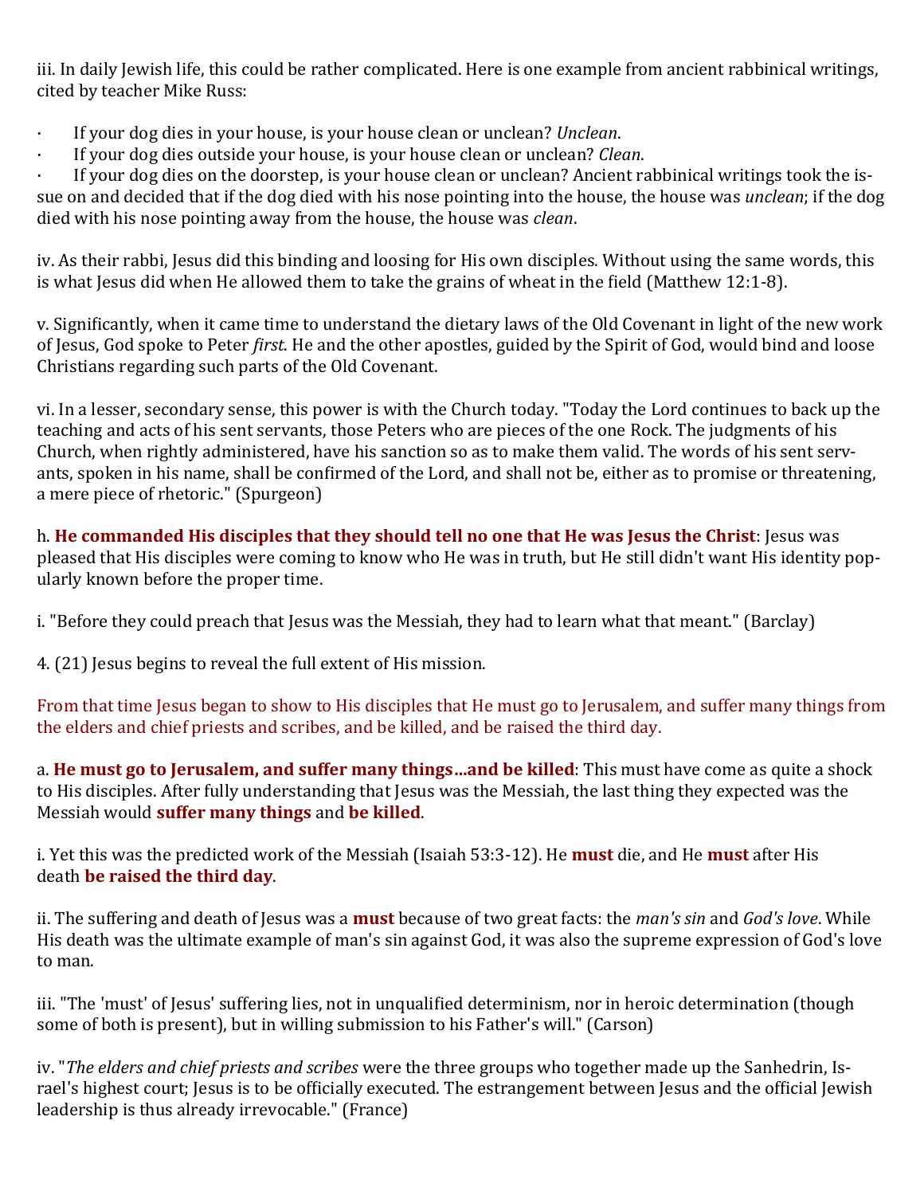iii. In daily Jewish life, this could be rather complicated. Here is one example from ancient rabbinical writings, cited by teacher Mike Russ:

- If your dog dies in your house, is your house clean or unclean? *Unclean*.
- If your dog dies outside your house, is your house clean or unclean? *Clean*.
- If your dog dies on the doorstep, is your house clean or unclean? Ancient rabbinical writings took the issue on and decided that if the dog died with his nose pointing into the house, the house was *unclean*; if the dog died with his nose pointing away from the house, the house was *clean*.

iv. As their rabbi, Jesus did this binding and loosing for His own disciples. Without using the same words, this is what Jesus did when He allowed them to take the grains of wheat in the field (Matthew 12:1-8).

v. Significantly, when it came time to understand the dietary laws of the Old Covenant in light of the new work of Jesus, God spoke to Peter *first*. He and the other apostles, guided by the Spirit of God, would bind and loose Christians regarding such parts of the Old Covenant.

vi. In a lesser, secondary sense, this power is with the Church today. "Today the Lord continues to back up the teaching and acts of his sent servants, those Peters who are pieces of the one Rock. The judgments of his Church, when rightly administered, have his sanction so as to make them valid. The words of his sent servants, spoken in his name, shall be confirmed of the Lord, and shall not be, either as to promise or threatening, a mere piece of rhetoric." (Spurgeon)

h. **He commanded His disciples that they should tell no one that He was Jesus the Christ**: Jesus was pleased that His disciples were coming to know who He was in truth, but He still didn't want His identity popularly known before the proper time.

i. "Before they could preach that Jesus was the Messiah, they had to learn what that meant." (Barclay)

4. (21) Jesus begins to reveal the full extent of His mission.

From that time Jesus began to show to His disciples that He must go to Jerusalem, and suffer many things from the elders and chief priests and scribes, and be killed, and be raised the third day.

a. **He must go to Jerusalem, and suffer many things…and be killed**: This must have come as quite a shock to His disciples. After fully understanding that Jesus was the Messiah, the last thing they expected was the Messiah would **suffer many things** and **be killed**.

i. Yet this was the predicted work of the Messiah (Isaiah 53:3-12). He **must** die, and He **must** after His death **be raised the third day**.

ii. The suffering and death of Jesus was a **must** because of two great facts: the *man's sin* and *God's love*. While His death was the ultimate example of man's sin against God, it was also the supreme expression of God's love to man.

iii. "The 'must' of Jesus' suffering lies, not in unqualified determinism, nor in heroic determination (though some of both is present), but in willing submission to his Father's will." (Carson)

iv. "*The elders and chief priests and scribes* were the three groups who together made up the Sanhedrin, Israel's highest court; Jesus is to be officially executed. The estrangement between Jesus and the official Jewish leadership is thus already irrevocable." (France)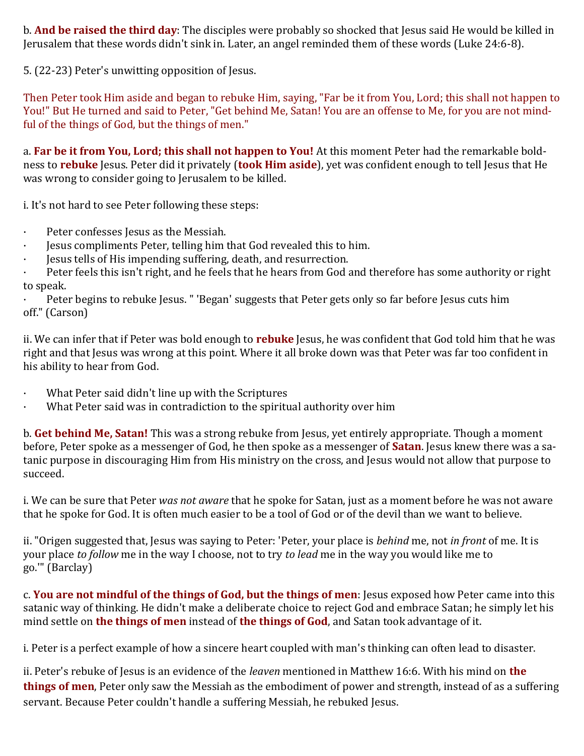b. **And be raised the third day**: The disciples were probably so shocked that Jesus said He would be killed in Jerusalem that these words didn't sink in. Later, an angel reminded them of these words (Luke 24:6-8).

5. (22-23) Peter's unwitting opposition of Jesus.

Then Peter took Him aside and began to rebuke Him, saying, "Far be it from You, Lord; this shall not happen to You!" But He turned and said to Peter, "Get behind Me, Satan! You are an offense to Me, for you are not mindful of the things of God, but the things of men."

a. **Far be it from You, Lord; this shall not happen to You!** At this moment Peter had the remarkable boldness to **rebuke** Jesus. Peter did it privately (**took Him aside**), yet was confident enough to tell Jesus that He was wrong to consider going to Jerusalem to be killed.

i. It's not hard to see Peter following these steps:

- Peter confesses Jesus as the Messiah.
- Jesus compliments Peter, telling him that God revealed this to him.
- Jesus tells of His impending suffering, death, and resurrection.
- Peter feels this isn't right, and he feels that he hears from God and therefore has some authority or right to speak.
- Peter begins to rebuke Jesus. " 'Began' suggests that Peter gets only so far before Jesus cuts him off." (Carson)

ii. We can infer that if Peter was bold enough to **rebuke** Jesus, he was confident that God told him that he was right and that Jesus was wrong at this point. Where it all broke down was that Peter was far too confident in his ability to hear from God.

- What Peter said didn't line up with the Scriptures
- What Peter said was in contradiction to the spiritual authority over him

b. **Get behind Me, Satan!** This was a strong rebuke from Jesus, yet entirely appropriate. Though a moment before, Peter spoke as a messenger of God, he then spoke as a messenger of **Satan**. Jesus knew there was a satanic purpose in discouraging Him from His ministry on the cross, and Jesus would not allow that purpose to succeed.

i. We can be sure that Peter *was not aware* that he spoke for Satan, just as a moment before he was not aware that he spoke for God. It is often much easier to be a tool of God or of the devil than we want to believe.

ii. "Origen suggested that, Jesus was saying to Peter: 'Peter, your place is *behind* me, not *in front* of me. It is your place *to follow* me in the way I choose, not to try *to lead* me in the way you would like me to go.'" (Barclay)

c. **You are not mindful of the things of God, but the things of men**: Jesus exposed how Peter came into this satanic way of thinking. He didn't make a deliberate choice to reject God and embrace Satan; he simply let his mind settle on **the things of men** instead of **the things of God**, and Satan took advantage of it.

i. Peter is a perfect example of how a sincere heart coupled with man's thinking can often lead to disaster.

ii. Peter's rebuke of Jesus is an evidence of the *leaven* mentioned in Matthew 16:6. With his mind on **the things of men**, Peter only saw the Messiah as the embodiment of power and strength, instead of as a suffering servant. Because Peter couldn't handle a suffering Messiah, he rebuked Jesus.